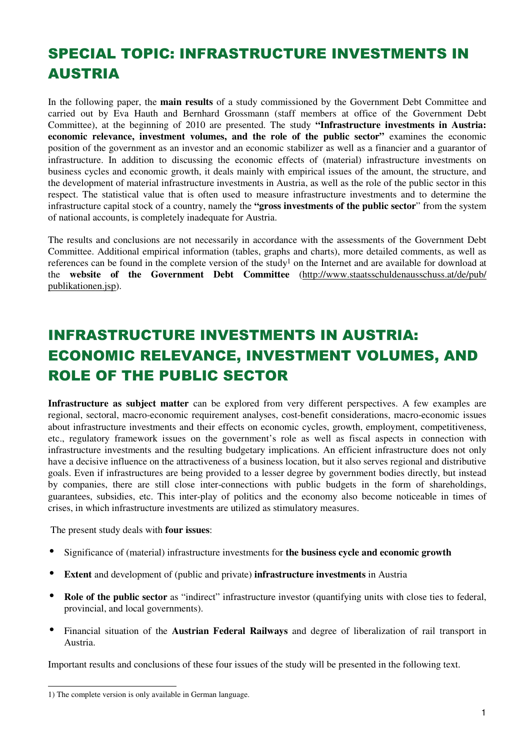# SPECIAL TOPIC: INFRASTRUCTURE INVESTMENTS IN AUSTRIA

In the following paper, the **main results** of a study commissioned by the Government Debt Committee and carried out by Eva Hauth and Bernhard Grossmann (staff members at office of the Government Debt Committee), at the beginning of 2010 are presented. The study **"Infrastructure investments in Austria: economic relevance, investment volumes, and the role of the public sector"** examines the economic position of the government as an investor and an economic stabilizer as well as a financier and a guarantor of infrastructure. In addition to discussing the economic effects of (material) infrastructure investments on business cycles and economic growth, it deals mainly with empirical issues of the amount, the structure, and the development of material infrastructure investments in Austria, as well as the role of the public sector in this respect. The statistical value that is often used to measure infrastructure investments and to determine the infrastructure capital stock of a country, namely the **"gross investments of the public sector"** from the system of national accounts, is completely inadequate for Austria.

The results and conclusions are not necessarily in accordance with the assessments of the Government Debt Committee. Additional empirical information (tables, graphs and charts), more detailed comments, as well as references can be found in the complete version of the study[1] on the Internet and are available for download at the **website of the Government Debt Committee** (http://www.staatsschuldenausschuss.at/de/pub/publikationen.jsp).

# INFRASTRUCTURE INVESTMENTS IN AUSTRIA: ECONOMIC RELEVANCE, INVESTMENT VOLUMES, AND ROLE OF THE PUBLIC SECTOR

**Infrastructure as subject matter** can be explored from very different perspectives. A few examples are regional, sectoral, macro-economic requirement analyses, cost-benefit considerations, macro-economic issues about infrastructure investments and their effects on economic cycles, growth, employment, competitiveness, etc., regulatory framework issues on the government's role as well as fiscal aspects in connection with infrastructure investments and the resulting budgetary implications. An efficient infrastructure does not only have a decisive influence on the attractiveness of a business location, but it also serves regional and distributive goals. Even if infrastructures are being provided to a lesser degree by government bodies directly, but instead by companies, there are still close inter-connections with public budgets in the form of shareholdings, guarantees, subsidies, etc. This inter-play of politics and the economy also become noticeable in times of crises, in which infrastructure investments are utilized as stimulatory measures.

The present study deals with **four issues**:

- Significance of (material) infrastructure investments for **the business cycle and economic growth**
- **Extent** and development of (public and private) **infrastructure investments** in Austria
- **Role of the public sector** as "indirect" infrastructure investor (quantifying units with close ties to federal, provincial, and local governments).
- Financial situation of the **Austrian Federal Railways** and degree of liberalization of rail transport in Austria.

Important results and conclusions of these four issues of the study will be presented in the following text.

1) The complete version is only available in German language.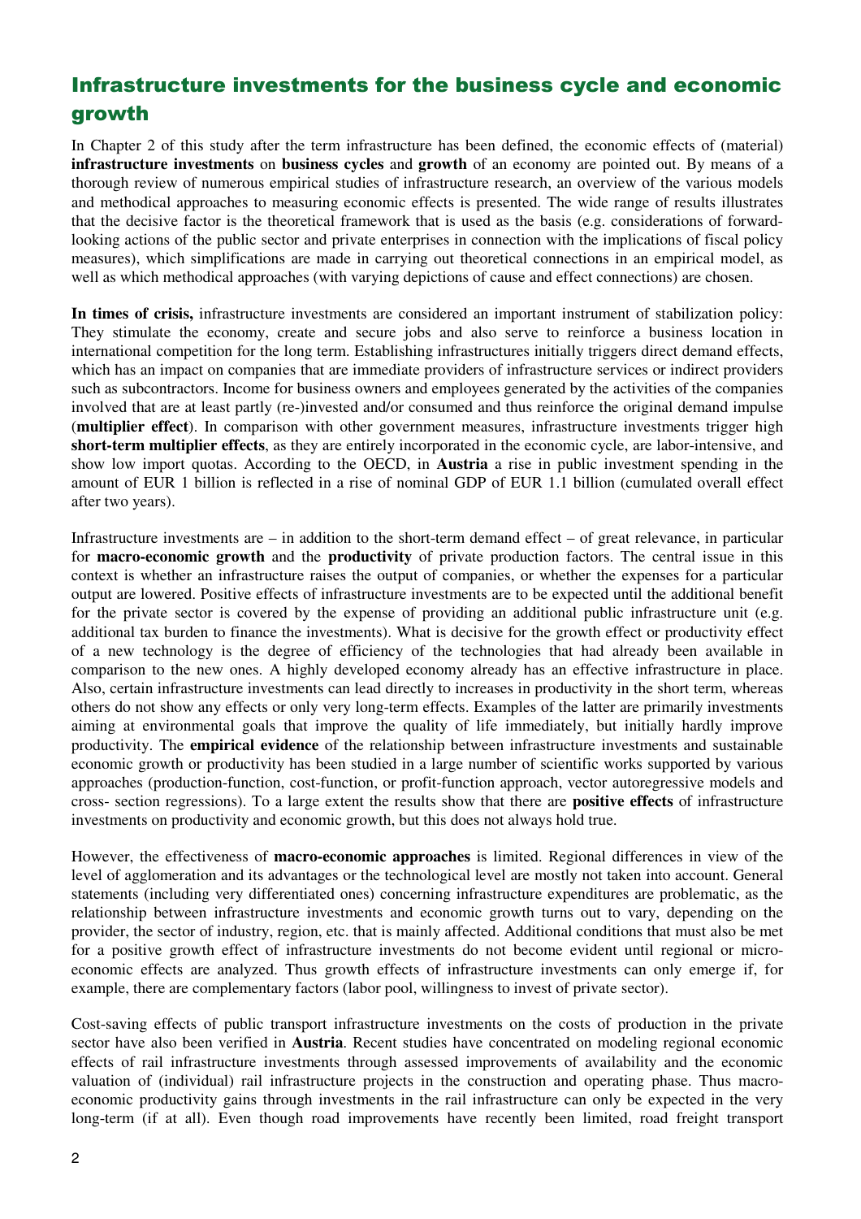## Infrastructure investments for the business cycle and economic growth

In Chapter 2 of this study after the term infrastructure has been defined, the economic effects of (material) **infrastructure investments** on **business cycles** and **growth** of an economy are pointed out. By means of a thorough review of numerous empirical studies of infrastructure research, an overview of the various models and methodical approaches to measuring economic effects is presented. The wide range of results illustrates that the decisive factor is the theoretical framework that is used as the basis (e.g. considerations of forward-looking actions of the public sector and private enterprises in connection with the implications of fiscal policy measures), which simplifications are made in carrying out theoretical connections in an empirical model, as well as which methodical approaches (with varying depictions of cause and effect connections) are chosen.

**In times of crisis,** infrastructure investments are considered an important instrument of stabilization policy: They stimulate the economy, create and secure jobs and also serve to reinforce a business location in international competition for the long term. Establishing infrastructures initially triggers direct demand effects, which has an impact on companies that are immediate providers of infrastructure services or indirect providers such as subcontractors. Income for business owners and employees generated by the activities of the companies involved that are at least partly (re-)invested and/or consumed and thus reinforce the original demand impulse (**multiplier effect**). In comparison with other government measures, infrastructure investments trigger high **short-term multiplier effects**, as they are entirely incorporated in the economic cycle, are labor-intensive, and show low import quotas. According to the OECD, in **Austria** a rise in public investment spending in the amount of EUR 1 billion is reflected in a rise of nominal GDP of EUR 1.1 billion (cumulated overall effect after two years).

Infrastructure investments are – in addition to the short-term demand effect – of great relevance, in particular for **macro-economic growth** and the **productivity** of private production factors. The central issue in this context is whether an infrastructure raises the output of companies, or whether the expenses for a particular output are lowered. Positive effects of infrastructure investments are to be expected until the additional benefit for the private sector is covered by the expense of providing an additional public infrastructure unit (e.g. additional tax burden to finance the investments). What is decisive for the growth effect or productivity effect of a new technology is the degree of efficiency of the technologies that had already been available in comparison to the new ones. A highly developed economy already has an effective infrastructure in place. Also, certain infrastructure investments can lead directly to increases in productivity in the short term, whereas others do not show any effects or only very long-term effects. Examples of the latter are primarily investments aiming at environmental goals that improve the quality of life immediately, but initially hardly improve productivity. The **empirical evidence** of the relationship between infrastructure investments and sustainable economic growth or productivity has been studied in a large number of scientific works supported by various approaches (production-function, cost-function, or profit-function approach, vector autoregressive models and cross- section regressions). To a large extent the results show that there are **positive effects** of infrastructure investments on productivity and economic growth, but this does not always hold true.

However, the effectiveness of **macro-economic approaches** is limited. Regional differences in view of the level of agglomeration and its advantages or the technological level are mostly not taken into account. General statements (including very differentiated ones) concerning infrastructure expenditures are problematic, as the relationship between infrastructure investments and economic growth turns out to vary, depending on the provider, the sector of industry, region, etc. that is mainly affected. Additional conditions that must also be met for a positive growth effect of infrastructure investments do not become evident until regional or micro-economic effects are analyzed. Thus growth effects of infrastructure investments can only emerge if, for example, there are complementary factors (labor pool, willingness to invest of private sector).

Cost-saving effects of public transport infrastructure investments on the costs of production in the private sector have also been verified in **Austria**. Recent studies have concentrated on modeling regional economic effects of rail infrastructure investments through assessed improvements of availability and the economic valuation of (individual) rail infrastructure projects in the construction and operating phase. Thus macro-economic productivity gains through investments in the rail infrastructure can only be expected in the very long-term (if at all). Even though road improvements have recently been limited, road freight transport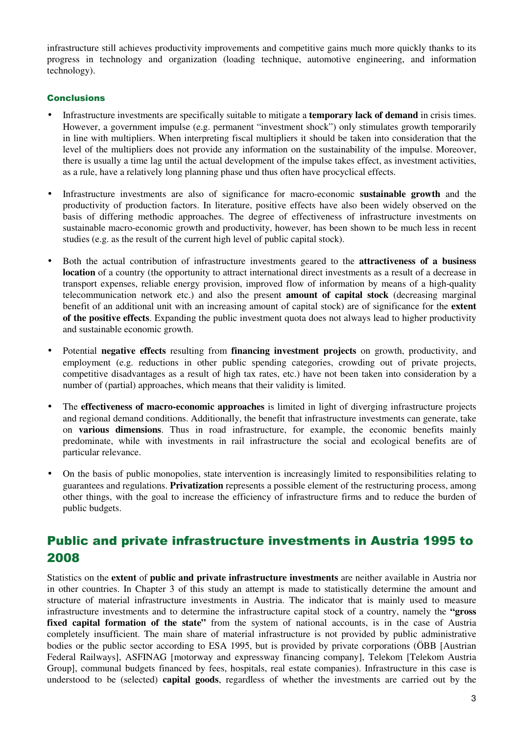infrastructure still achieves productivity improvements and competitive gains much more quickly thanks to its progress in technology and organization (loading technique, automotive engineering, and information technology).

### Conclusions

- Infrastructure investments are specifically suitable to mitigate a **temporary lack of demand** in crisis times. However, a government impulse (e.g. permanent "investment shock") only stimulates growth temporarily in line with multipliers. When interpreting fiscal multipliers it should be taken into consideration that the level of the multipliers does not provide any information on the sustainability of the impulse. Moreover, there is usually a time lag until the actual development of the impulse takes effect, as investment activities, as a rule, have a relatively long planning phase und thus often have procyclical effects.

- Infrastructure investments are also of significance for macro-economic **sustainable growth** and the productivity of production factors. In literature, positive effects have also been widely observed on the basis of differing methodic approaches. The degree of effectiveness of infrastructure investments on sustainable macro-economic growth and productivity, however, has been shown to be much less in recent studies (e.g. as the result of the current high level of public capital stock).

- Both the actual contribution of infrastructure investments geared to the **attractiveness of a business location** of a country (the opportunity to attract international direct investments as a result of a decrease in transport expenses, reliable energy provision, improved flow of information by means of a high-quality telecommunication network etc.) and also the present **amount of capital stock** (decreasing marginal benefit of an additional unit with an increasing amount of capital stock) are of significance for the **extent of the positive effects**. Expanding the public investment quota does not always lead to higher productivity and sustainable economic growth.

- Potential **negative effects** resulting from **financing investment projects** on growth, productivity, and employment (e.g. reductions in other public spending categories, crowding out of private projects, competitive disadvantages as a result of high tax rates, etc.) have not been taken into consideration by a number of (partial) approaches, which means that their validity is limited.

- The **effectiveness of macro-economic approaches** is limited in light of diverging infrastructure projects and regional demand conditions. Additionally, the benefit that infrastructure investments can generate, take on **various dimensions**. Thus in road infrastructure, for example, the economic benefits mainly predominate, while with investments in rail infrastructure the social and ecological benefits are of particular relevance.

- On the basis of public monopolies, state intervention is increasingly limited to responsibilities relating to guarantees and regulations. **Privatization** represents a possible element of the restructuring process, among other things, with the goal to increase the efficiency of infrastructure firms and to reduce the burden of public budgets.

## Public and private infrastructure investments in Austria 1995 to 2008

Statistics on the **extent** of **public and private infrastructure investments** are neither available in Austria nor in other countries. In Chapter 3 of this study an attempt is made to statistically determine the amount and structure of material infrastructure investments in Austria. The indicator that is mainly used to measure infrastructure investments and to determine the infrastructure capital stock of a country, namely the **"gross fixed capital formation of the state"** from the system of national accounts, is in the case of Austria completely insufficient. The main share of material infrastructure is not provided by public administrative bodies or the public sector according to ESA 1995, but is provided by private corporations (ÖBB [Austrian Federal Railways], ASFINAG [motorway and expressway financing company], Telekom [Telekom Austria Group], communal budgets financed by fees, hospitals, real estate companies). Infrastructure in this case is understood to be (selected) **capital goods**, regardless of whether the investments are carried out by the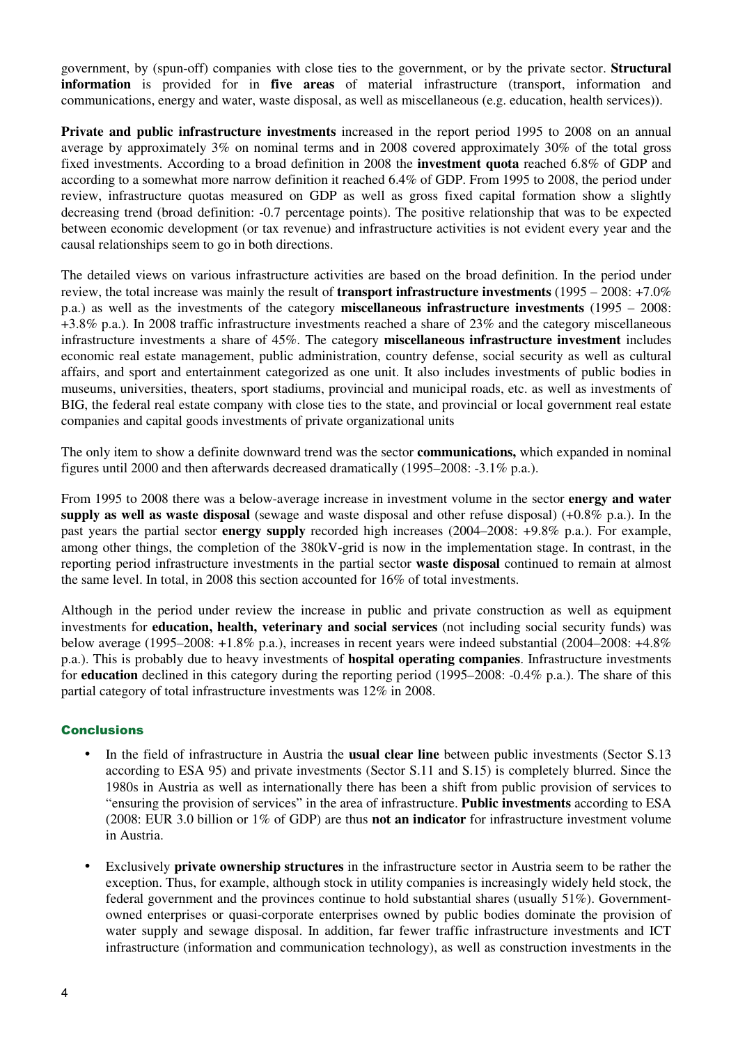government, by (spun-off) companies with close ties to the government, or by the private sector. **Structural information** is provided for in **five areas** of material infrastructure (transport, information and communications, energy and water, waste disposal, as well as miscellaneous (e.g. education, health services)).

**Private and public infrastructure investments** increased in the report period 1995 to 2008 on an annual average by approximately 3% on nominal terms and in 2008 covered approximately 30% of the total gross fixed investments. According to a broad definition in 2008 the **investment quota** reached 6.8% of GDP and according to a somewhat more narrow definition it reached 6.4% of GDP. From 1995 to 2008, the period under review, infrastructure quotas measured on GDP as well as gross fixed capital formation show a slightly decreasing trend (broad definition: -0.7 percentage points). The positive relationship that was to be expected between economic development (or tax revenue) and infrastructure activities is not evident every year and the causal relationships seem to go in both directions.

The detailed views on various infrastructure activities are based on the broad definition. In the period under review, the total increase was mainly the result of **transport infrastructure investments** (1995 – 2008: +7.0% p.a.) as well as the investments of the category **miscellaneous infrastructure investments** (1995 – 2008: +3.8% p.a.). In 2008 traffic infrastructure investments reached a share of 23% and the category miscellaneous infrastructure investments a share of 45%. The category **miscellaneous infrastructure investment** includes economic real estate management, public administration, country defense, social security as well as cultural affairs, and sport and entertainment categorized as one unit. It also includes investments of public bodies in museums, universities, theaters, sport stadiums, provincial and municipal roads, etc. as well as investments of BIG, the federal real estate company with close ties to the state, and provincial or local government real estate companies and capital goods investments of private organizational units

The only item to show a definite downward trend was the sector **communications,** which expanded in nominal figures until 2000 and then afterwards decreased dramatically (1995–2008: -3.1% p.a.).

From 1995 to 2008 there was a below-average increase in investment volume in the sector **energy and water supply as well as waste disposal** (sewage and waste disposal and other refuse disposal) (+0.8% p.a.). In the past years the partial sector **energy supply** recorded high increases (2004–2008: +9.8% p.a.). For example, among other things, the completion of the 380kV-grid is now in the implementation stage. In contrast, in the reporting period infrastructure investments in the partial sector **waste disposal** continued to remain at almost the same level. In total, in 2008 this section accounted for 16% of total investments.

Although in the period under review the increase in public and private construction as well as equipment investments for **education, health, veterinary and social services** (not including social security funds) was below average (1995–2008: +1.8% p.a.), increases in recent years were indeed substantial (2004–2008: +4.8% p.a.). This is probably due to heavy investments of **hospital operating companies**. Infrastructure investments for **education** declined in this category during the reporting period (1995–2008: -0.4% p.a.). The share of this partial category of total infrastructure investments was 12% in 2008.

## Conclusions

- In the field of infrastructure in Austria the **usual clear line** between public investments (Sector S.13 according to ESA 95) and private investments (Sector S.11 and S.15) is completely blurred. Since the 1980s in Austria as well as internationally there has been a shift from public provision of services to "ensuring the provision of services" in the area of infrastructure. **Public investments** according to ESA (2008: EUR 3.0 billion or 1% of GDP) are thus **not an indicator** for infrastructure investment volume in Austria.

- Exclusively **private ownership structures** in the infrastructure sector in Austria seem to be rather the exception. Thus, for example, although stock in utility companies is increasingly widely held stock, the federal government and the provinces continue to hold substantial shares (usually 51%). Government-owned enterprises or quasi-corporate enterprises owned by public bodies dominate the provision of water supply and sewage disposal. In addition, far fewer traffic infrastructure investments and ICT infrastructure (information and communication technology), as well as construction investments in the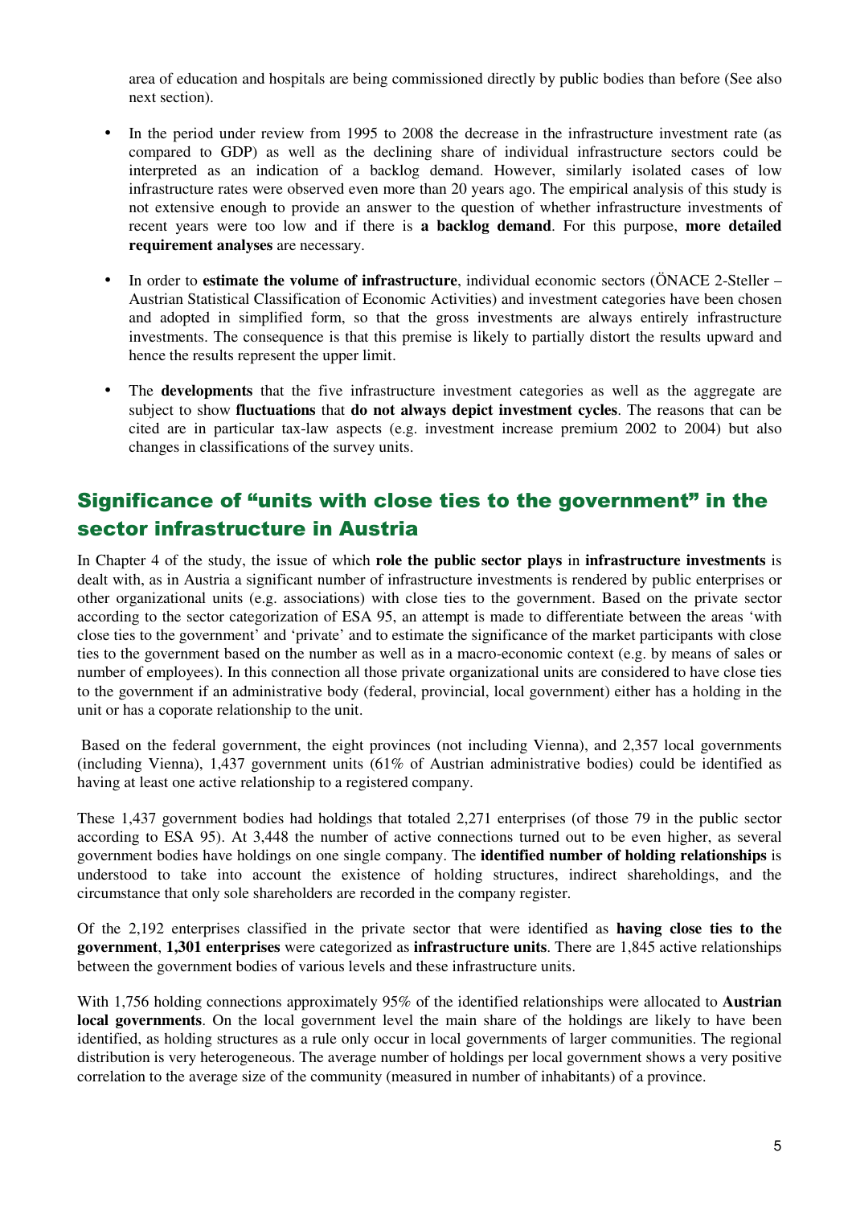area of education and hospitals are being commissioned directly by public bodies than before (See also next section).

- In the period under review from 1995 to 2008 the decrease in the infrastructure investment rate (as compared to GDP) as well as the declining share of individual infrastructure sectors could be interpreted as an indication of a backlog demand. However, similarly isolated cases of low infrastructure rates were observed even more than 20 years ago. The empirical analysis of this study is not extensive enough to provide an answer to the question of whether infrastructure investments of recent years were too low and if there is **a backlog demand**. For this purpose, **more detailed requirement analyses** are necessary.

- In order to **estimate the volume of infrastructure**, individual economic sectors (ÖNACE 2-Steller – Austrian Statistical Classification of Economic Activities) and investment categories have been chosen and adopted in simplified form, so that the gross investments are always entirely infrastructure investments. The consequence is that this premise is likely to partially distort the results upward and hence the results represent the upper limit.

- The **developments** that the five infrastructure investment categories as well as the aggregate are subject to show **fluctuations** that **do not always depict investment cycles**. The reasons that can be cited are in particular tax-law aspects (e.g. investment increase premium 2002 to 2004) but also changes in classifications of the survey units.

## Significance of "units with close ties to the government" in the sector infrastructure in Austria

In Chapter 4 of the study, the issue of which **role the public sector plays** in **infrastructure investments** is dealt with, as in Austria a significant number of infrastructure investments is rendered by public enterprises or other organizational units (e.g. associations) with close ties to the government. Based on the private sector according to the sector categorization of ESA 95, an attempt is made to differentiate between the areas 'with close ties to the government' and 'private' and to estimate the significance of the market participants with close ties to the government based on the number as well as in a macro-economic context (e.g. by means of sales or number of employees). In this connection all those private organizational units are considered to have close ties to the government if an administrative body (federal, provincial, local government) either has a holding in the unit or has a coporate relationship to the unit.

Based on the federal government, the eight provinces (not including Vienna), and 2,357 local governments (including Vienna), 1,437 government units (61% of Austrian administrative bodies) could be identified as having at least one active relationship to a registered company.

These 1,437 government bodies had holdings that totaled 2,271 enterprises (of those 79 in the public sector according to ESA 95). At 3,448 the number of active connections turned out to be even higher, as several government bodies have holdings on one single company. The **identified number of holding relationships** is understood to take into account the existence of holding structures, indirect shareholdings, and the circumstance that only sole shareholders are recorded in the company register.

Of the 2,192 enterprises classified in the private sector that were identified as **having close ties to the government**, **1,301 enterprises** were categorized as **infrastructure units**. There are 1,845 active relationships between the government bodies of various levels and these infrastructure units.

With 1,756 holding connections approximately 95% of the identified relationships were allocated to **Austrian local governments**. On the local government level the main share of the holdings are likely to have been identified, as holding structures as a rule only occur in local governments of larger communities. The regional distribution is very heterogeneous. The average number of holdings per local government shows a very positive correlation to the average size of the community (measured in number of inhabitants) of a province.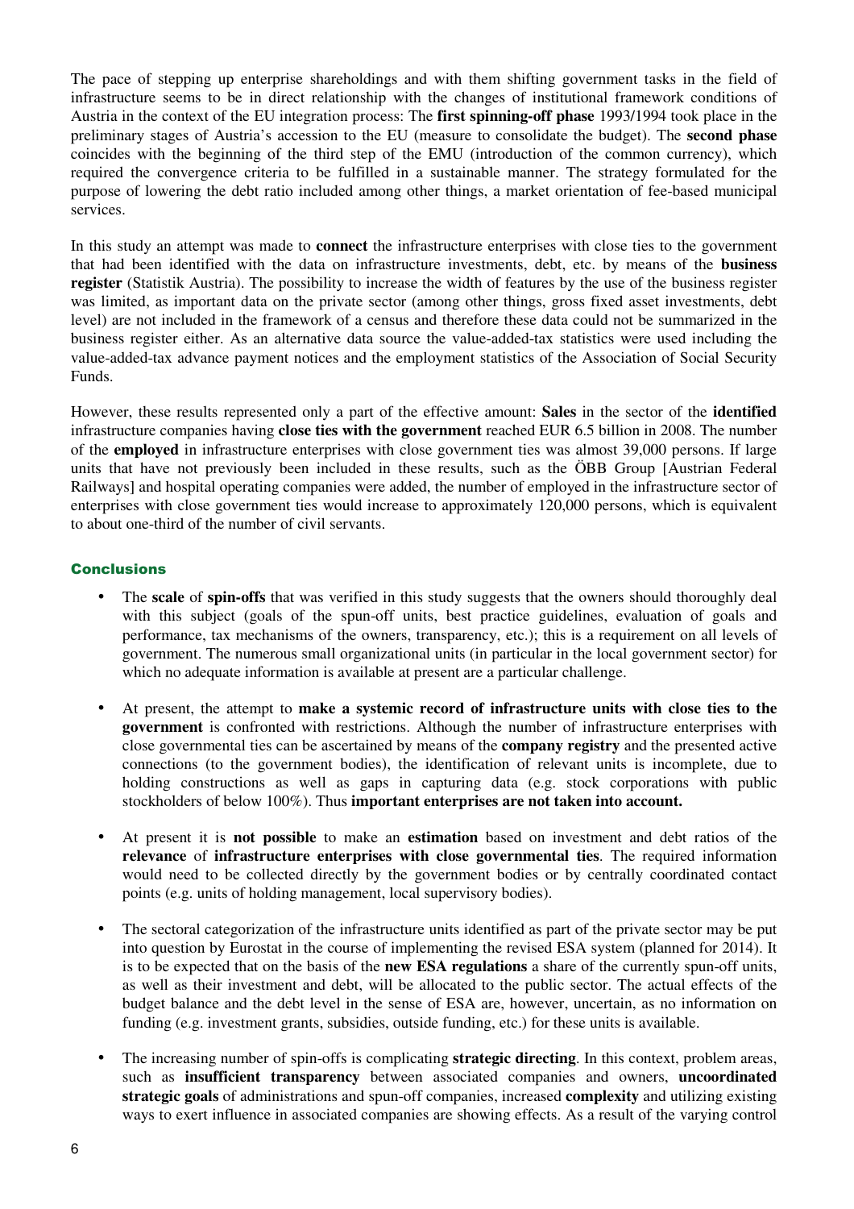The pace of stepping up enterprise shareholdings and with them shifting government tasks in the field of infrastructure seems to be in direct relationship with the changes of institutional framework conditions of Austria in the context of the EU integration process: The **first spinning-off phase** 1993/1994 took place in the preliminary stages of Austria's accession to the EU (measure to consolidate the budget). The **second phase** coincides with the beginning of the third step of the EMU (introduction of the common currency), which required the convergence criteria to be fulfilled in a sustainable manner. The strategy formulated for the purpose of lowering the debt ratio included among other things, a market orientation of fee-based municipal services.

In this study an attempt was made to **connect** the infrastructure enterprises with close ties to the government that had been identified with the data on infrastructure investments, debt, etc. by means of the **business register** (Statistik Austria). The possibility to increase the width of features by the use of the business register was limited, as important data on the private sector (among other things, gross fixed asset investments, debt level) are not included in the framework of a census and therefore these data could not be summarized in the business register either. As an alternative data source the value-added-tax statistics were used including the value-added-tax advance payment notices and the employment statistics of the Association of Social Security Funds.

However, these results represented only a part of the effective amount: **Sales** in the sector of the **identified** infrastructure companies having **close ties with the government** reached EUR 6.5 billion in 2008. The number of the **employed** in infrastructure enterprises with close government ties was almost 39,000 persons. If large units that have not previously been included in these results, such as the ÖBB Group [Austrian Federal Railways] and hospital operating companies were added, the number of employed in the infrastructure sector of enterprises with close government ties would increase to approximately 120,000 persons, which is equivalent to about one-third of the number of civil servants.

### Conclusions

- The **scale** of **spin-offs** that was verified in this study suggests that the owners should thoroughly deal with this subject (goals of the spun-off units, best practice guidelines, evaluation of goals and performance, tax mechanisms of the owners, transparency, etc.); this is a requirement on all levels of government. The numerous small organizational units (in particular in the local government sector) for which no adequate information is available at present are a particular challenge.

- At present, the attempt to **make a systemic record of infrastructure units with close ties to the government** is confronted with restrictions. Although the number of infrastructure enterprises with close governmental ties can be ascertained by means of the **company registry** and the presented active connections (to the government bodies), the identification of relevant units is incomplete, due to holding constructions as well as gaps in capturing data (e.g. stock corporations with public stockholders of below 100%). Thus **important enterprises are not taken into account.**

- At present it is **not possible** to make an **estimation** based on investment and debt ratios of the **relevance** of **infrastructure enterprises with close governmental ties**. The required information would need to be collected directly by the government bodies or by centrally coordinated contact points (e.g. units of holding management, local supervisory bodies).

- The sectoral categorization of the infrastructure units identified as part of the private sector may be put into question by Eurostat in the course of implementing the revised ESA system (planned for 2014). It is to be expected that on the basis of the **new ESA regulations** a share of the currently spun-off units, as well as their investment and debt, will be allocated to the public sector. The actual effects of the budget balance and the debt level in the sense of ESA are, however, uncertain, as no information on funding (e.g. investment grants, subsidies, outside funding, etc.) for these units is available.

- The increasing number of spin-offs is complicating **strategic directing**. In this context, problem areas, such as **insufficient transparency** between associated companies and owners, **uncoordinated strategic goals** of administrations and spun-off companies, increased **complexity** and utilizing existing ways to exert influence in associated companies are showing effects. As a result of the varying control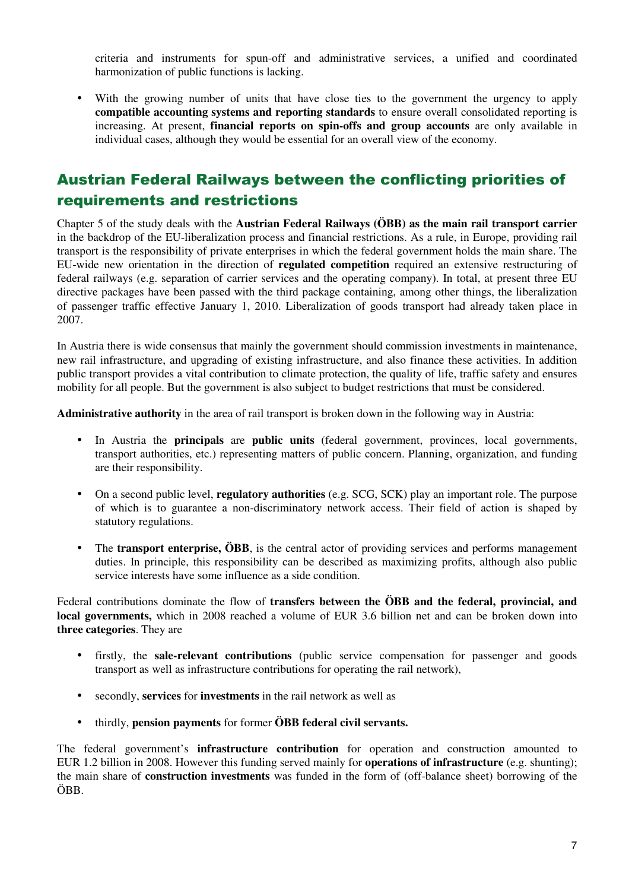criteria and instruments for spun-off and administrative services, a unified and coordinated harmonization of public functions is lacking.

- With the growing number of units that have close ties to the government the urgency to apply **compatible accounting systems and reporting standards** to ensure overall consolidated reporting is increasing. At present, **financial reports on spin-offs and group accounts** are only available in individual cases, although they would be essential for an overall view of the economy.

## Austrian Federal Railways between the conflicting priorities of requirements and restrictions

Chapter 5 of the study deals with the **Austrian Federal Railways (ÖBB) as the main rail transport carrier** in the backdrop of the EU-liberalization process and financial restrictions. As a rule, in Europe, providing rail transport is the responsibility of private enterprises in which the federal government holds the main share. The EU-wide new orientation in the direction of **regulated competition** required an extensive restructuring of federal railways (e.g. separation of carrier services and the operating company). In total, at present three EU directive packages have been passed with the third package containing, among other things, the liberalization of passenger traffic effective January 1, 2010. Liberalization of goods transport had already taken place in 2007.

In Austria there is wide consensus that mainly the government should commission investments in maintenance, new rail infrastructure, and upgrading of existing infrastructure, and also finance these activities. In addition public transport provides a vital contribution to climate protection, the quality of life, traffic safety and ensures mobility for all people. But the government is also subject to budget restrictions that must be considered.

**Administrative authority** in the area of rail transport is broken down in the following way in Austria:

- In Austria the **principals** are **public units** (federal government, provinces, local governments, transport authorities, etc.) representing matters of public concern. Planning, organization, and funding are their responsibility.

- On a second public level, **regulatory authorities** (e.g. SCG, SCK) play an important role. The purpose of which is to guarantee a non-discriminatory network access. Their field of action is shaped by statutory regulations.

- The **transport enterprise, ÖBB**, is the central actor of providing services and performs management duties. In principle, this responsibility can be described as maximizing profits, although also public service interests have some influence as a side condition.

Federal contributions dominate the flow of **transfers between the ÖBB and the federal, provincial, and local governments,** which in 2008 reached a volume of EUR 3.6 billion net and can be broken down into **three categories**. They are

- firstly, the **sale-relevant contributions** (public service compensation for passenger and goods transport as well as infrastructure contributions for operating the rail network),

- secondly, **services** for **investments** in the rail network as well as

- thirdly, **pension payments** for former **ÖBB federal civil servants.**

The federal government's **infrastructure contribution** for operation and construction amounted to EUR 1.2 billion in 2008. However this funding served mainly for **operations of infrastructure** (e.g. shunting); the main share of **construction investments** was funded in the form of (off-balance sheet) borrowing of the ÖBB.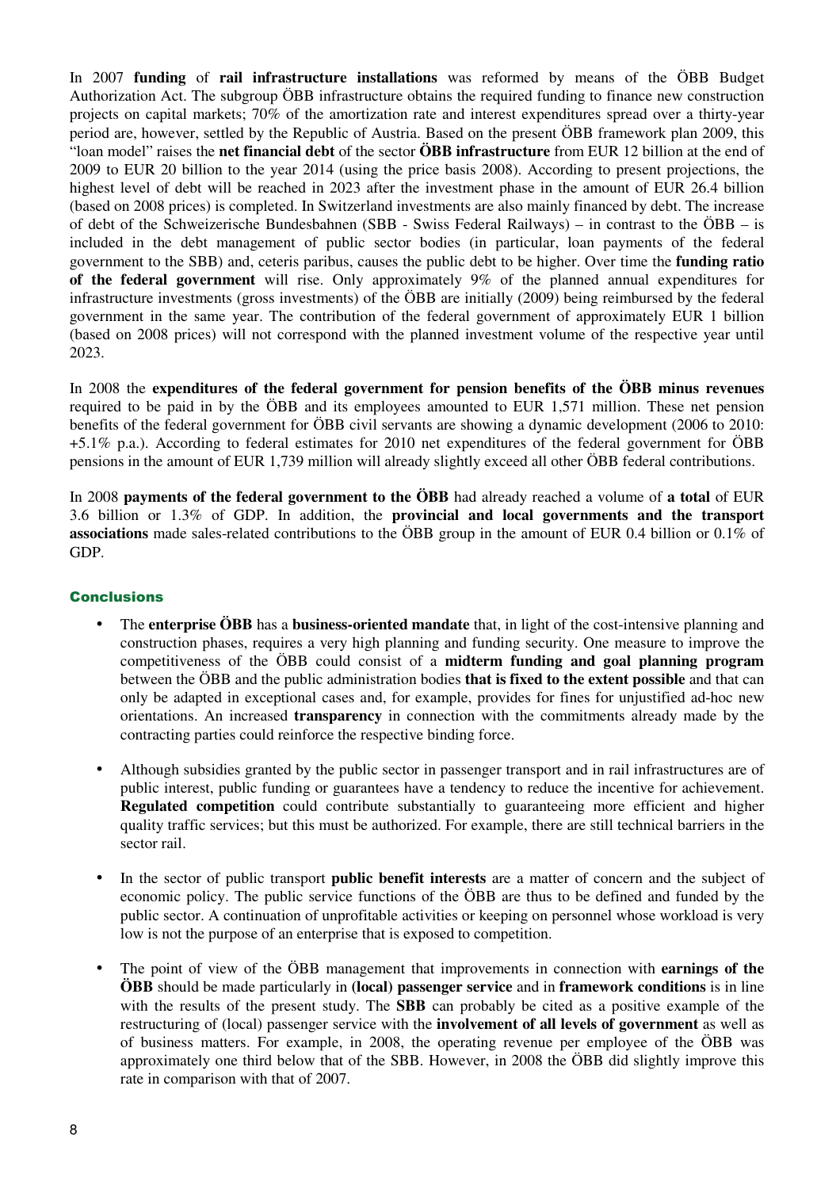In 2007 **funding** of **rail infrastructure installations** was reformed by means of the ÖBB Budget Authorization Act. The subgroup ÖBB infrastructure obtains the required funding to finance new construction projects on capital markets; 70% of the amortization rate and interest expenditures spread over a thirty-year period are, however, settled by the Republic of Austria. Based on the present ÖBB framework plan 2009, this "loan model" raises the **net financial debt** of the sector **ÖBB infrastructure** from EUR 12 billion at the end of 2009 to EUR 20 billion to the year 2014 (using the price basis 2008). According to present projections, the highest level of debt will be reached in 2023 after the investment phase in the amount of EUR 26.4 billion (based on 2008 prices) is completed. In Switzerland investments are also mainly financed by debt. The increase of debt of the Schweizerische Bundesbahnen (SBB - Swiss Federal Railways) – in contrast to the ÖBB – is included in the debt management of public sector bodies (in particular, loan payments of the federal government to the SBB) and, ceteris paribus, causes the public debt to be higher. Over time the **funding ratio of the federal government** will rise. Only approximately 9% of the planned annual expenditures for infrastructure investments (gross investments) of the ÖBB are initially (2009) being reimbursed by the federal government in the same year. The contribution of the federal government of approximately EUR 1 billion (based on 2008 prices) will not correspond with the planned investment volume of the respective year until 2023.

In 2008 the **expenditures of the federal government for pension benefits of the ÖBB minus revenues** required to be paid in by the ÖBB and its employees amounted to EUR 1,571 million. These net pension benefits of the federal government for ÖBB civil servants are showing a dynamic development (2006 to 2010: +5.1% p.a.). According to federal estimates for 2010 net expenditures of the federal government for ÖBB pensions in the amount of EUR 1,739 million will already slightly exceed all other ÖBB federal contributions.

In 2008 **payments of the federal government to the ÖBB** had already reached a volume of **a total** of EUR 3.6 billion or 1.3% of GDP. In addition, the **provincial and local governments and the transport associations** made sales-related contributions to the ÖBB group in the amount of EUR 0.4 billion or 0.1% of GDP.

### Conclusions

- The **enterprise ÖBB** has a **business-oriented mandate** that, in light of the cost-intensive planning and construction phases, requires a very high planning and funding security. One measure to improve the competitiveness of the ÖBB could consist of a **midterm funding and goal planning program** between the ÖBB and the public administration bodies **that is fixed to the extent possible** and that can only be adapted in exceptional cases and, for example, provides for fines for unjustified ad-hoc new orientations. An increased **transparency** in connection with the commitments already made by the contracting parties could reinforce the respective binding force.

- Although subsidies granted by the public sector in passenger transport and in rail infrastructures are of public interest, public funding or guarantees have a tendency to reduce the incentive for achievement. **Regulated competition** could contribute substantially to guaranteeing more efficient and higher quality traffic services; but this must be authorized. For example, there are still technical barriers in the sector rail.

- In the sector of public transport **public benefit interests** are a matter of concern and the subject of economic policy. The public service functions of the ÖBB are thus to be defined and funded by the public sector. A continuation of unprofitable activities or keeping on personnel whose workload is very low is not the purpose of an enterprise that is exposed to competition.

- The point of view of the ÖBB management that improvements in connection with **earnings of the ÖBB** should be made particularly in **(local) passenger service** and in **framework conditions** is in line with the results of the present study. The **SBB** can probably be cited as a positive example of the restructuring of (local) passenger service with the **involvement of all levels of government** as well as of business matters. For example, in 2008, the operating revenue per employee of the ÖBB was approximately one third below that of the SBB. However, in 2008 the ÖBB did slightly improve this rate in comparison with that of 2007.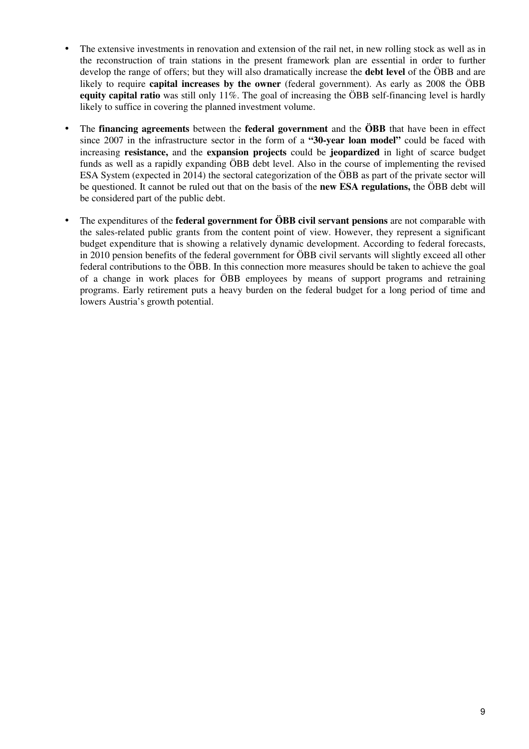- The extensive investments in renovation and extension of the rail net, in new rolling stock as well as in the reconstruction of train stations in the present framework plan are essential in order to further develop the range of offers; but they will also dramatically increase the **debt level** of the ÖBB and are likely to require **capital increases by the owner** (federal government). As early as 2008 the ÖBB **equity capital ratio** was still only 11%. The goal of increasing the ÖBB self-financing level is hardly likely to suffice in covering the planned investment volume.

- The **financing agreements** between the **federal government** and the **ÖBB** that have been in effect since 2007 in the infrastructure sector in the form of a **"30-year loan model"** could be faced with increasing **resistance,** and the **expansion projects** could be **jeopardized** in light of scarce budget funds as well as a rapidly expanding ÖBB debt level. Also in the course of implementing the revised ESA System (expected in 2014) the sectoral categorization of the ÖBB as part of the private sector will be questioned. It cannot be ruled out that on the basis of the **new ESA regulations,** the ÖBB debt will be considered part of the public debt.

- The expenditures of the **federal government for ÖBB civil servant pensions** are not comparable with the sales-related public grants from the content point of view. However, they represent a significant budget expenditure that is showing a relatively dynamic development. According to federal forecasts, in 2010 pension benefits of the federal government for ÖBB civil servants will slightly exceed all other federal contributions to the ÖBB. In this connection more measures should be taken to achieve the goal of a change in work places for ÖBB employees by means of support programs and retraining programs. Early retirement puts a heavy burden on the federal budget for a long period of time and lowers Austria's growth potential.